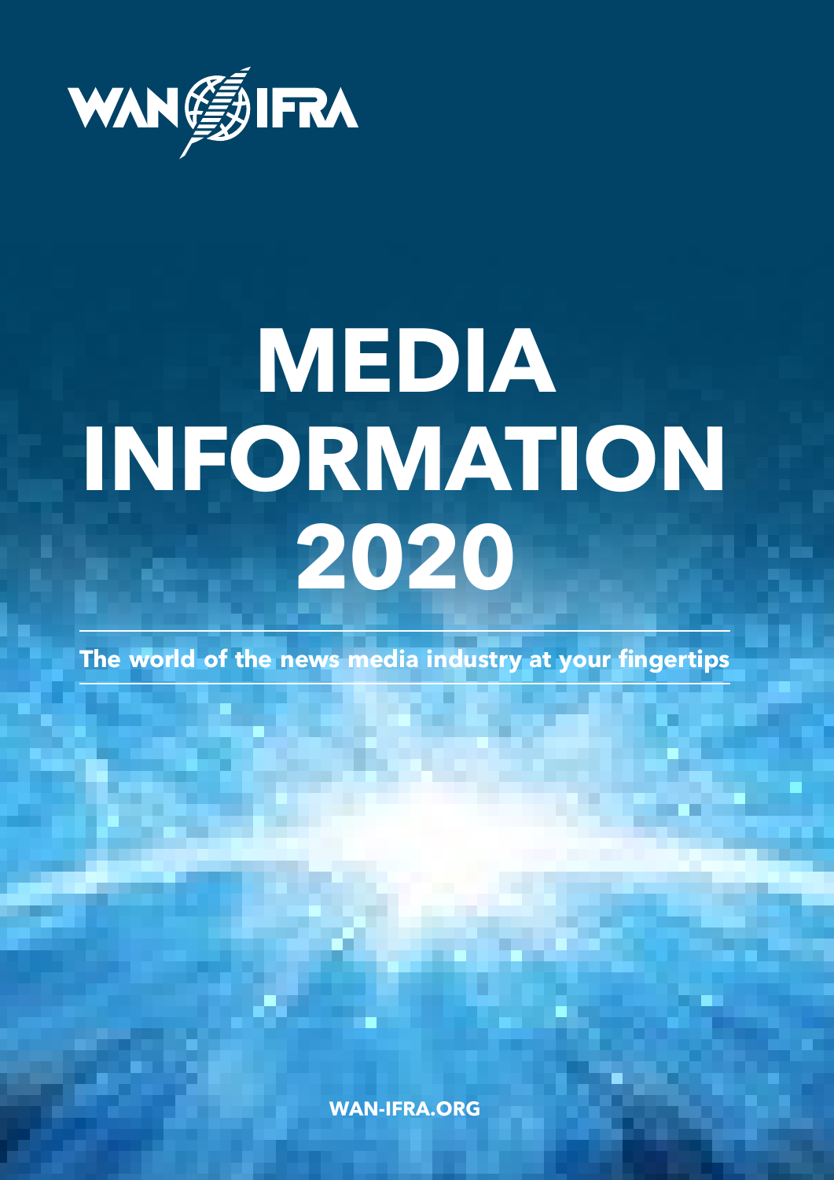WAN-IFRA

# MEDIA INFORMATION 2020

**The world of the news media industry at your fingertips**

**WAN-IFRA.ORG**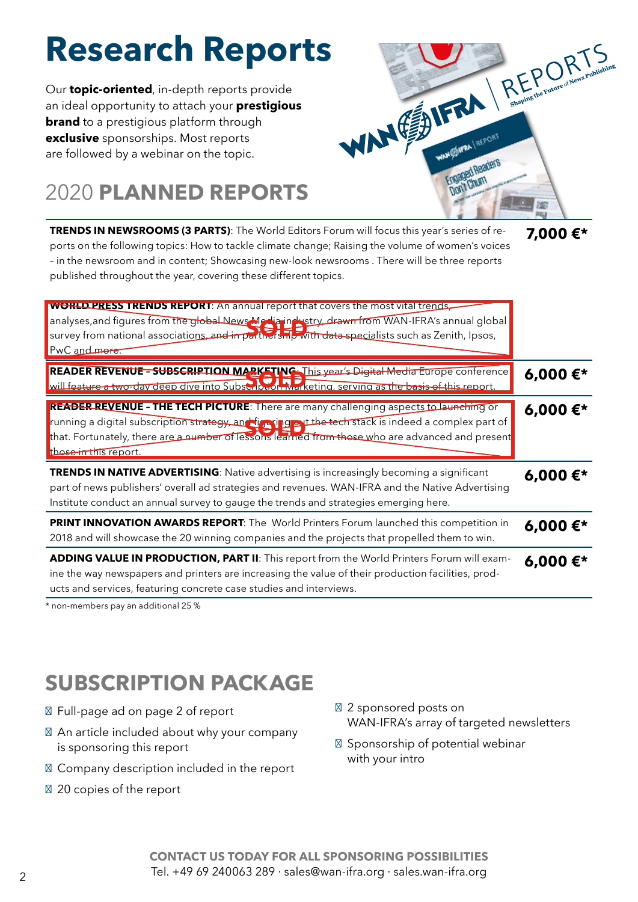# Research Reports

Our **topic-oriented**, in-depth reports provide an ideal opportunity to attach your **prestigious brand** to a prestigious platform through **exclusive** sponsorships. Most reports are followed by a webinar on the topic.

## 2020 **PLANNED REPORTS**

| Report | Price |
|---|---|
| **TRENDS IN NEWSROOMS (3 PARTS)**: The World Editors Forum will focus this year's series of reports on the following topics: How to tackle climate change; Raising the volume of women's voices – in the newsroom and in content; Showcasing new-look newsrooms . There will be three reports published throughout the year, covering these different topics. | **7,000 €*** |
| ~~**WORLD PRESS TRENDS REPORT**: An annual report that covers the most vital trends, analyses,and figures from the global News Media industry, drawn from WAN-IFRA's annual global survey from national associations, and in partnership with data specialists such as Zenith, Ipsos, PwC and more.~~ **SOLD** | |
| ~~**READER REVENUE – SUBSCRIPTION MARKETING**: This year's Digital Media Europe conference will feature a two-day deep dive into Subscription Marketing, serving as the basis of this report.~~ **SOLD** | **6,000 €*** |
| ~~**READER REVENUE – THE TECH PICTURE**: There are many challenging aspects to launching or running a digital subscription strategy, and figuring out the tech stack is indeed a complex part of that. Fortunately, there are a number of lessons learned from those who are advanced and present those in this report.~~ **SOLD** | **6,000 €*** |
| **TRENDS IN NATIVE ADVERTISING**: Native advertising is increasingly becoming a significant part of news publishers' overall ad strategies and revenues. WAN-IFRA and the Native Advertising Institute conduct an annual survey to gauge the trends and strategies emerging here. | **6,000 €*** |
| **PRINT INNOVATION AWARDS REPORT**: The World Printers Forum launched this competition in 2018 and will showcase the 20 winning companies and the projects that propelled them to win. | **6,000 €*** |
| **ADDING VALUE IN PRODUCTION, PART II**: This report from the World Printers Forum will examine the way newspapers and printers are increasing the value of their production facilities, products and services, featuring concrete case studies and interviews. | **6,000 €*** |

\* non-members pay an additional 25 %

## SUBSCRIPTION PACKAGE

- Full-page ad on page 2 of report
- An article included about why your company is sponsoring this report
- Company description included in the report
- 20 copies of the report
- 2 sponsored posts on WAN-IFRA's array of targeted newsletters
- Sponsorship of potential webinar with your intro

**CONTACT US TODAY FOR ALL SPONSORING POSSIBILITIES**
Tel. +49 69 240063 289 · sales@wan-ifra.org · sales.wan-ifra.org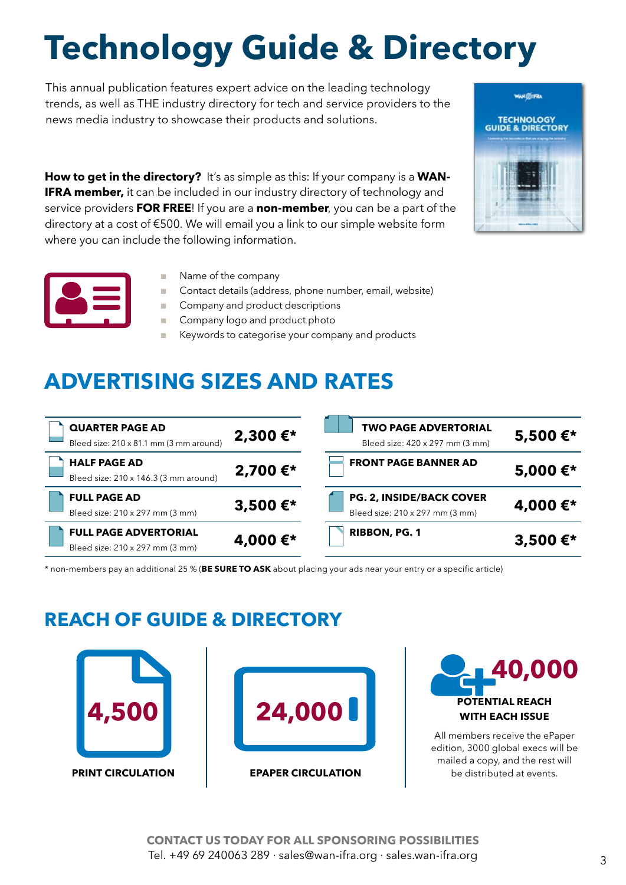# Technology Guide & Directory

This annual publication features expert advice on the leading technology trends, as well as THE industry directory for tech and service providers to the news media industry to showcase their products and solutions.

**How to get in the directory?** It's as simple as this: If your company is a **WAN-IFRA member,** it can be included in our industry directory of technology and service providers **FOR FREE**! If you are a **non-member**, you can be a part of the directory at a cost of €500. We will email you a link to our simple website form where you can include the following information.

- Name of the company
- Contact details (address, phone number, email, website)
- Company and product descriptions
- Company logo and product photo
- Keywords to categorise your company and products

## ADVERTISING SIZES AND RATES

| Ad | Rate | Ad | Rate |
|---|---|---|---|
| **QUARTER PAGE AD** Bleed size: 210 x 81.1 mm (3 mm around) | **2,300 €*** | **TWO PAGE ADVERTORIAL** Bleed size: 420 x 297 mm (3 mm) | **5,500 €*** |
| **HALF PAGE AD** Bleed size: 210 x 146.3 (3 mm around) | **2,700 €*** | **FRONT PAGE BANNER AD** | **5,000 €*** |
| **FULL PAGE AD** Bleed size: 210 x 297 mm (3 mm) | **3,500 €*** | **PG. 2, INSIDE/BACK COVER** Bleed size: 210 x 297 mm (3 mm) | **4,000 €*** |
| **FULL PAGE ADVERTORIAL** Bleed size: 210 x 297 mm (3 mm) | **4,000 €*** | **RIBBON, PG. 1** | **3,500 €*** |

* non-members pay an additional 25 % (**BE SURE TO ASK** about placing your ads near your entry or a specific article)

## REACH OF GUIDE & DIRECTORY

**4,500**
**PRINT CIRCULATION**

**24,000**
**EPAPER CIRCULATION**

**40,000**
**POTENTIAL REACH WITH EACH ISSUE**

All members receive the ePaper edition, 3000 global execs will be mailed a copy, and the rest will be distributed at events.

**CONTACT US TODAY FOR ALL SPONSORING POSSIBILITIES**
Tel. +49 69 240063 289 · sales@wan-ifra.org · sales.wan-ifra.org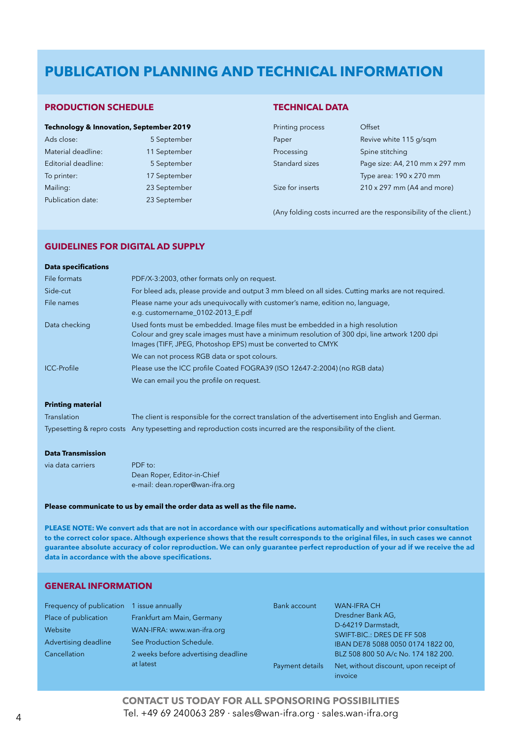# PUBLICATION PLANNING AND TECHNICAL INFORMATION

## PRODUCTION SCHEDULE

**Technology & Innovation, September 2019**

| | |
|---|---|
| Ads close: | 5 September |
| Material deadline: | 11 September |
| Editorial deadline: | 5 September |
| To printer: | 17 September |
| Mailing: | 23 September |
| Publication date: | 23 September |

## TECHNICAL DATA

| | |
|---|---|
| Printing process | Offset |
| Paper | Revive white 115 g/sqm |
| Processing | Spine stitching |
| Standard sizes | Page size: A4, 210 mm x 297 mm |
| | Type area: 190 x 270 mm |
| Size for inserts | 210 x 297 mm (A4 and more) |

(Any folding costs incurred are the responsibility of the client.)

## GUIDELINES FOR DIGITAL AD SUPPLY

**Data specifications**

| | |
|---|---|
| File formats | PDF/X-3:2003, other formats only on request. |
| Side-cut | For bleed ads, please provide and output 3 mm bleed on all sides. Cutting marks are not required. |
| File names | Please name your ads unequivocally with customer's name, edition no, language, e.g. customername_0102-2013_E.pdf |
| Data checking | Used fonts must be embedded. Image files must be embedded in a high resolution Colour and grey scale images must have a minimum resolution of 300 dpi, line artwork 1200 dpi Images (TIFF, JPEG, Photoshop EPS) must be converted to CMYK |
| | We can not process RGB data or spot colours. |
| ICC-Profile | Please use the ICC profile Coated FOGRA39 (ISO 12647-2:2004) (no RGB data) |
| | We can email you the profile on request. |

**Printing material**

| | |
|---|---|
| Translation | The client is responsible for the correct translation of the advertisement into English and German. |
| Typesetting & repro costs | Any typesetting and reproduction costs incurred are the responsibility of the client. |

**Data Transmission**

| | |
|---|---|
| via data carriers | PDF to:<br>Dean Roper, Editor-in-Chief<br>e-mail: dean.roper@wan-ifra.org |

**Please communicate to us by email the order data as well as the file name.**

**PLEASE NOTE: We convert ads that are not in accordance with our specifications automatically and without prior consultation to the correct color space. Although experience shows that the result corresponds to the original files, in such cases we cannot guarantee absolute accuracy of color reproduction. We can only guarantee perfect reproduction of your ad if we receive the ad data in accordance with the above specifications.**

## GENERAL INFORMATION

| | |
|---|---|
| Frequency of publication | 1 issue annually |
| Place of publication | Frankfurt am Main, Germany |
| Website | WAN-IFRA: www.wan-ifra.org |
| Advertising deadline | See Production Schedule. |
| Cancellation | 2 weeks before advertising deadline at latest |

| | |
|---|---|
| Bank account | WAN-IFRA CH<br>Dresdner Bank AG,<br>D-64219 Darmstadt,<br>SWIFT-BIC.: DRES DE FF 508<br>IBAN DE78 5088 0050 0174 1822 00,<br>BLZ 508 800 50 A/c No. 174 182 200. |
| Payment details | Net, without discount, upon receipt of invoice |

**CONTACT US TODAY FOR ALL SPONSORING POSSIBILITIES**
Tel. +49 69 240063 289 · sales@wan-ifra.org · sales.wan-ifra.org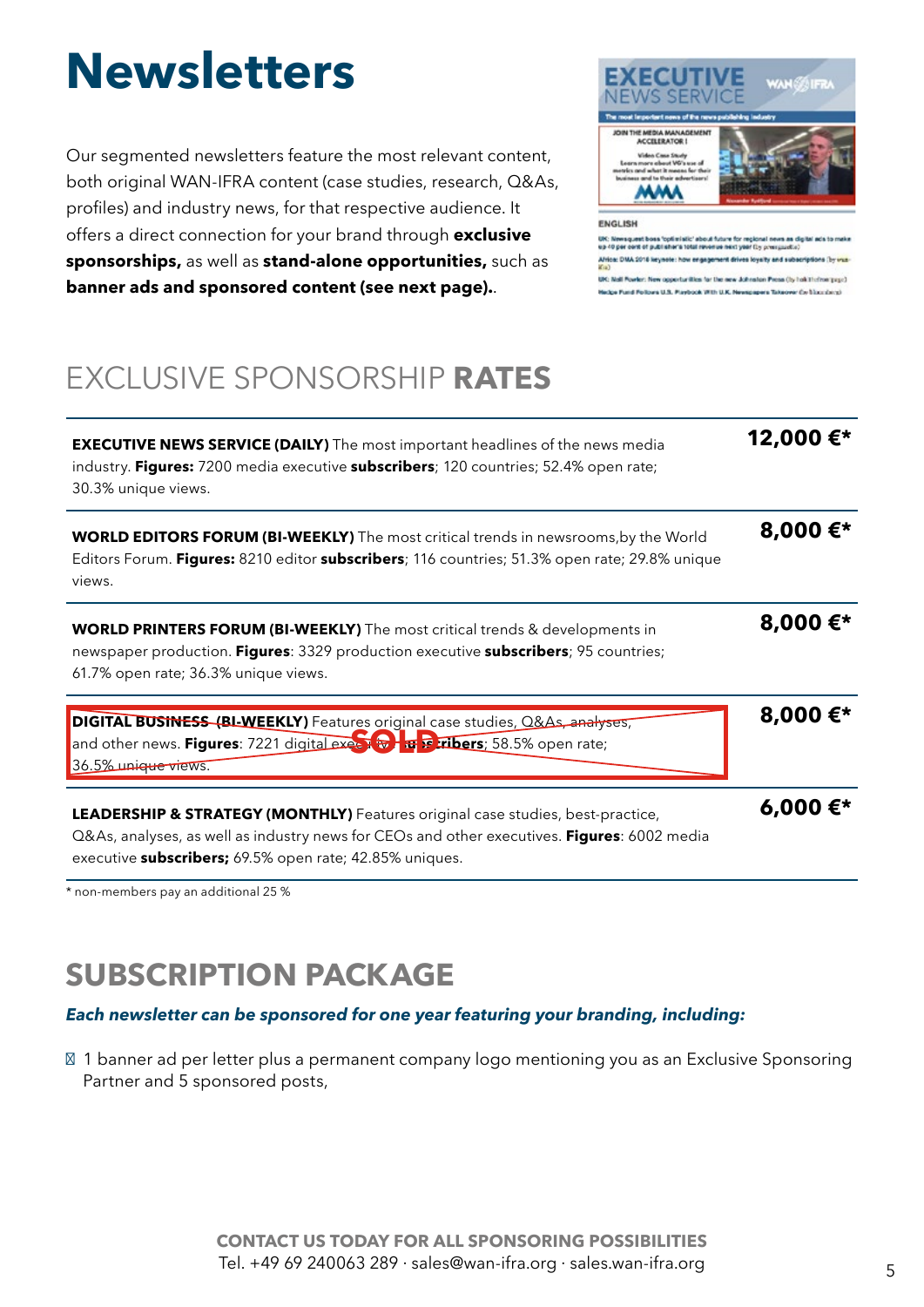# Newsletters

Our segmented newsletters feature the most relevant content, both original WAN-IFRA content (case studies, research, Q&As, profiles) and industry news, for that respective audience. It offers a direct connection for your brand through **exclusive sponsorships,** as well as **stand-alone opportunities,** such as **banner ads and sponsored content (see next page).**.

## EXCLUSIVE SPONSORSHIP **RATES**

| Newsletter | Rate |
|---|---|
| **EXECUTIVE NEWS SERVICE (DAILY)** The most important headlines of the news media industry. **Figures:** 7200 media executive **subscribers**; 120 countries; 52.4% open rate; 30.3% unique views. | **12,000 €*** |
| **WORLD EDITORS FORUM (BI-WEEKLY)** The most critical trends in newsrooms,by the World Editors Forum. **Figures:** 8210 editor **subscribers**; 116 countries; 51.3% open rate; 29.8% unique views. | **8,000 €*** |
| **WORLD PRINTERS FORUM (BI-WEEKLY)** The most critical trends & developments in newspaper production. **Figures**: 3329 production executive **subscribers**; 95 countries; 61.7% open rate; 36.3% unique views. | **8,000 €*** |
| ~~**DIGITAL BUSINESS (BI-WEEKLY)** Features original case studies, Q&As, analyses, and other news. **Figures**: 7221 digital executive **subscribers**; 58.5% open rate; 36.5% unique views.~~ SOLD | **8,000 €*** |
| **LEADERSHIP & STRATEGY (MONTHLY)** Features original case studies, best-practice, Q&As, analyses, as well as industry news for CEOs and other executives. **Figures**: 6002 media executive **subscribers;** 69.5% open rate; 42.85% uniques. | **6,000 €*** |

\* non-members pay an additional 25 %

## SUBSCRIPTION PACKAGE

***Each newsletter can be sponsored for one year featuring your branding, including:***

- 1 banner ad per letter plus a permanent company logo mentioning you as an Exclusive Sponsoring Partner and 5 sponsored posts,

**CONTACT US TODAY FOR ALL SPONSORING POSSIBILITIES**
Tel. +49 69 240063 289 · sales@wan-ifra.org · sales.wan-ifra.org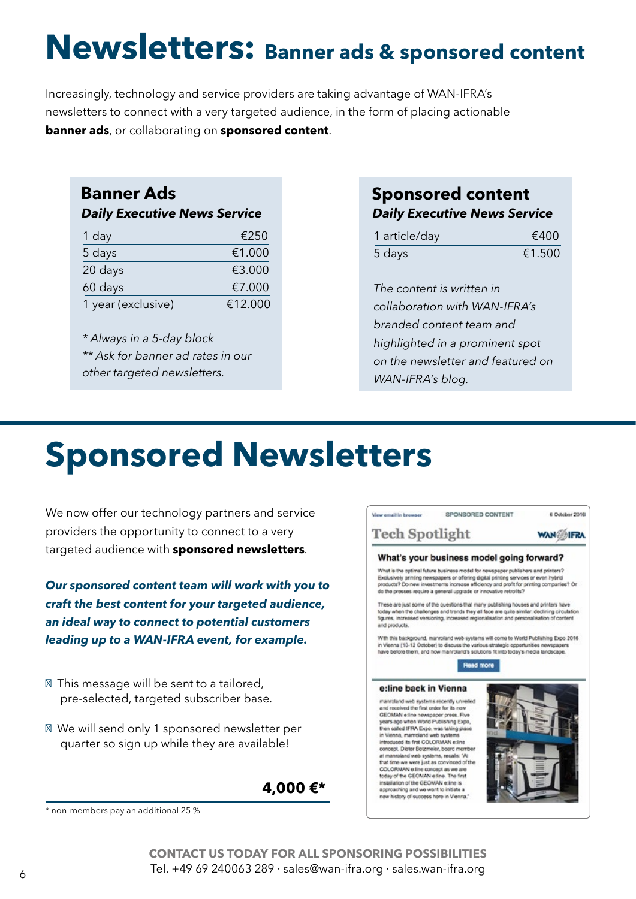# Newsletters: Banner ads & sponsored content

Increasingly, technology and service providers are taking advantage of WAN-IFRA's newsletters to connect with a very targeted audience, in the form of placing actionable **banner ads**, or collaborating on **sponsored content**.

## Banner Ads

***Daily Executive News Service***

| | |
|---|---|
| 1 day | €250 |
| 5 days | €1.000 |
| 20 days | €3.000 |
| 60 days | €7.000 |
| 1 year (exclusive) | €12.000 |

*\* Always in a 5-day block*
*\*\* Ask for banner ad rates in our other targeted newsletters.*

## Sponsored content

***Daily Executive News Service***

| | |
|---|---|
| 1 article/day | €400 |
| 5 days | €1.500 |

*The content is written in collaboration with WAN-IFRA's branded content team and highlighted in a prominent spot on the newsletter and featured on WAN-IFRA's blog.*

# Sponsored Newsletters

We now offer our technology partners and service providers the opportunity to connect to a very targeted audience with **sponsored newsletters**.

***Our sponsored content team will work with you to craft the best content for your targeted audience, an ideal way to connect to potential customers leading up to a WAN-IFRA event, for example.***

- This message will be sent to a tailored, pre-selected, targeted subscriber base.
- We will send only 1 sponsored newsletter per quarter so sign up while they are available!

**4,000 €\***

\* non-members pay an additional 25 %

View email in browser SPONSORED CONTENT 6 October 2016

Tech Spotlight WAN-IFRA

**What's your business model going forward?**

What is the optimal future business model for newspaper publishers and printers? Exclusively printing newspapers or offering digital printing services or even hybrid products? Do new investments increase efficiency and profit for printing companies? Or do the presses require a general upgrade or innovative retrofits?

These are just some of the questions that many publishing houses and printers have today when the challenges and trends they all face are quite similar: declining circulation figures, increased versioning, increased regionalisation and personalisation of content and products.

With this background, manroland web systems will come to World Publishing Expo 2016 in Vienna (10-12 October) to discuss the various strategic opportunities newspapers have before them, and how manroland's solutions fit into today's media landscape.

Read more

**e:line back in Vienna**

manroland web systems recently unveiled and received the first order for its new GEOMAN e:line newspaper press. Five years ago when World Publishing Expo, then called IFRA Expo, was taking place in Vienna, manroland web systems introduced its first COLORMAN e:line concept. Dieter Betzmeier, board member at manroland web systems, recalls: "At that time we were just as convinced of the COLORMAN e:line concept as we are today of the GEOMAN e:line. The first installation of the GEOMAN e:line is approaching and we want to initiate a new history of success here in Vienna."

**CONTACT US TODAY FOR ALL SPONSORING POSSIBILITIES**
Tel. +49 69 240063 289 · sales@wan-ifra.org · sales.wan-ifra.org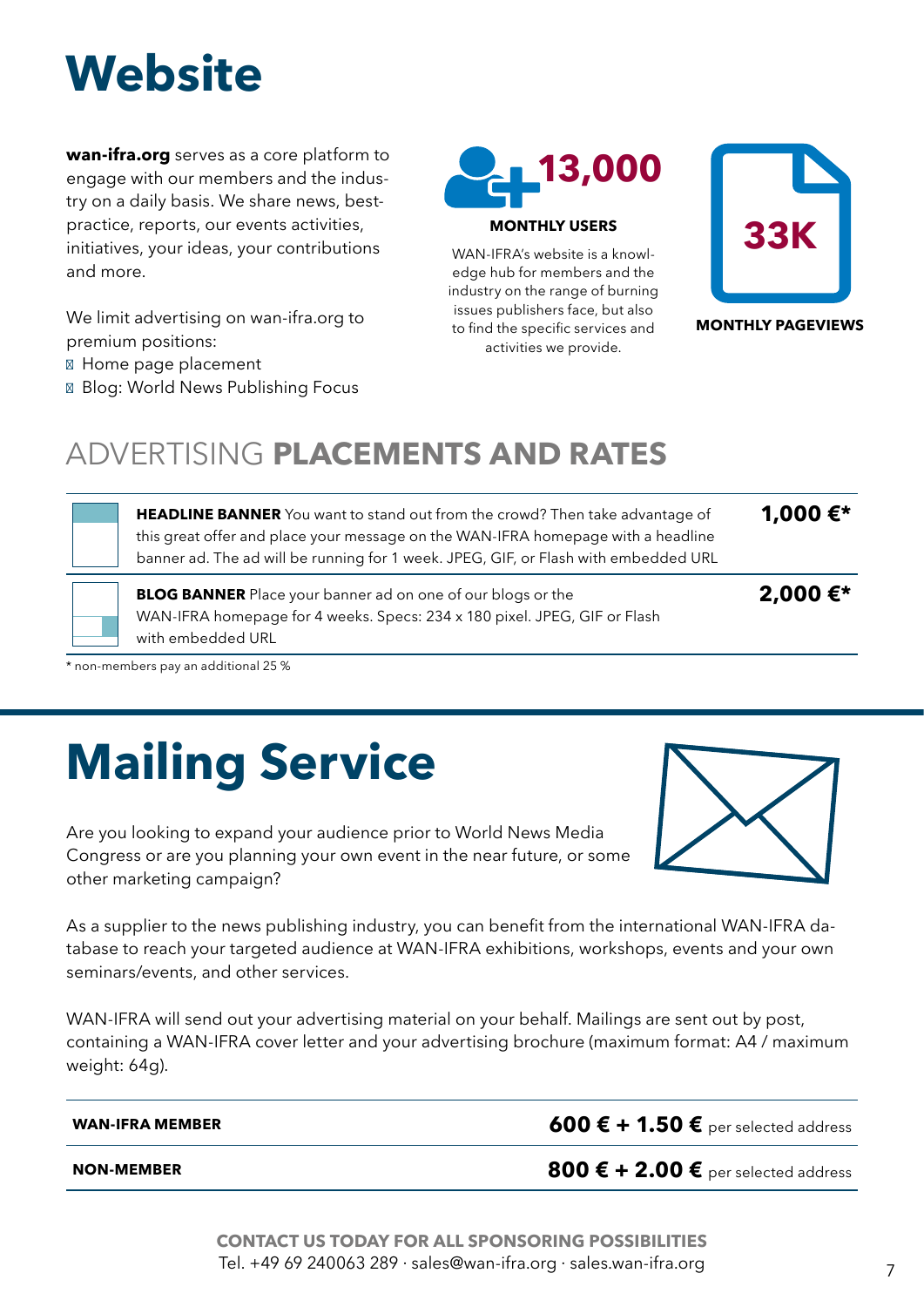# Website

**wan-ifra.org** serves as a core platform to engage with our members and the industry on a daily basis. We share news, best-practice, reports, our events activities, initiatives, your ideas, your contributions and more.

We limit advertising on wan-ifra.org to premium positions:

- Home page placement
- Blog: World News Publishing Focus

**13,000**

**MONTHLY USERS**

WAN-IFRA's website is a knowledge hub for members and the industry on the range of burning issues publishers face, but also to find the specific services and activities we provide.

**33K**

**MONTHLY PAGEVIEWS**

## ADVERTISING **PLACEMENTS AND RATES**

| Placement | Price |
|---|---|
| **HEADLINE BANNER** You want to stand out from the crowd? Then take advantage of this great offer and place your message on the WAN-IFRA homepage with a headline banner ad. The ad will be running for 1 week. JPEG, GIF, or Flash with embedded URL | **1,000 €*** |
| **BLOG BANNER** Place your banner ad on one of our blogs or the WAN-IFRA homepage for 4 weeks. Specs: 234 x 180 pixel. JPEG, GIF or Flash with embedded URL | **2,000 €*** |

* non-members pay an additional 25 %

# Mailing Service

Are you looking to expand your audience prior to World News Media Congress or are you planning your own event in the near future, or some other marketing campaign?

As a supplier to the news publishing industry, you can benefit from the international WAN-IFRA database to reach your targeted audience at WAN-IFRA exhibitions, workshops, events and your own seminars/events, and other services.

WAN-IFRA will send out your advertising material on your behalf. Mailings are sent out by post, containing a WAN-IFRA cover letter and your advertising brochure (maximum format: A4 / maximum weight: 64g).

| | |
|---|---|
| **WAN-IFRA MEMBER** | **600 € + 1.50 €** per selected address |
| **NON-MEMBER** | **800 € + 2.00 €** per selected address |

**CONTACT US TODAY FOR ALL SPONSORING POSSIBILITIES**
Tel. +49 69 240063 289 · sales@wan-ifra.org · sales.wan-ifra.org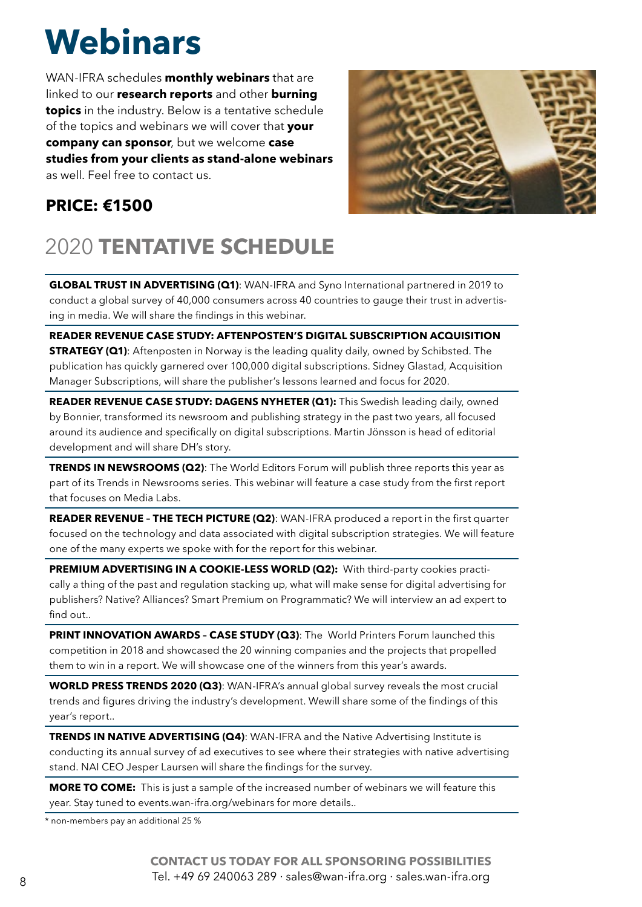# Webinars

WAN-IFRA schedules **monthly webinars** that are linked to our **research reports** and other **burning topics** in the industry. Below is a tentative schedule of the topics and webinars we will cover that **your company can sponsor**, but we welcome **case studies from your clients as stand-alone webinars** as well. Feel free to contact us.

**PRICE: €1500**

## 2020 **TENTATIVE SCHEDULE**

**GLOBAL TRUST IN ADVERTISING (Q1)**: WAN-IFRA and Syno International partnered in 2019 to conduct a global survey of 40,000 consumers across 40 countries to gauge their trust in advertising in media. We will share the findings in this webinar.

**READER REVENUE CASE STUDY: AFTENPOSTEN'S DIGITAL SUBSCRIPTION ACQUISITION STRATEGY (Q1)**: Aftenposten in Norway is the leading quality daily, owned by Schibsted. The publication has quickly garnered over 100,000 digital subscriptions. Sidney Glastad, Acquisition Manager Subscriptions, will share the publisher's lessons learned and focus for 2020.

**READER REVENUE CASE STUDY: DAGENS NYHETER (Q1):** This Swedish leading daily, owned by Bonnier, transformed its newsroom and publishing strategy in the past two years, all focused around its audience and specifically on digital subscriptions. Martin Jönsson is head of editorial development and will share DH's story.

**TRENDS IN NEWSROOMS (Q2)**: The World Editors Forum will publish three reports this year as part of its Trends in Newsrooms series. This webinar will feature a case study from the first report that focuses on Media Labs.

**READER REVENUE – THE TECH PICTURE (Q2)**: WAN-IFRA produced a report in the first quarter focused on the technology and data associated with digital subscription strategies. We will feature one of the many experts we spoke with for the report for this webinar.

**PREMIUM ADVERTISING IN A COOKIE-LESS WORLD (Q2):** With third-party cookies practically a thing of the past and regulation stacking up, what will make sense for digital advertising for publishers? Native? Alliances? Smart Premium on Programmatic? We will interview an ad expert to find out..

**PRINT INNOVATION AWARDS – CASE STUDY (Q3)**: The World Printers Forum launched this competition in 2018 and showcased the 20 winning companies and the projects that propelled them to win in a report. We will showcase one of the winners from this year's awards.

**WORLD PRESS TRENDS 2020 (Q3)**: WAN-IFRA's annual global survey reveals the most crucial trends and figures driving the industry's development. Wewill share some of the findings of this year's report..

**TRENDS IN NATIVE ADVERTISING (Q4)**: WAN-IFRA and the Native Advertising Institute is conducting its annual survey of ad executives to see where their strategies with native advertising stand. NAI CEO Jesper Laursen will share the findings for the survey.

**MORE TO COME:** This is just a sample of the increased number of webinars we will feature this year. Stay tuned to events.wan-ifra.org/webinars for more details..

* non-members pay an additional 25 %

**CONTACT US TODAY FOR ALL SPONSORING POSSIBILITIES**
Tel. +49 69 240063 289 · sales@wan-ifra.org · sales.wan-ifra.org